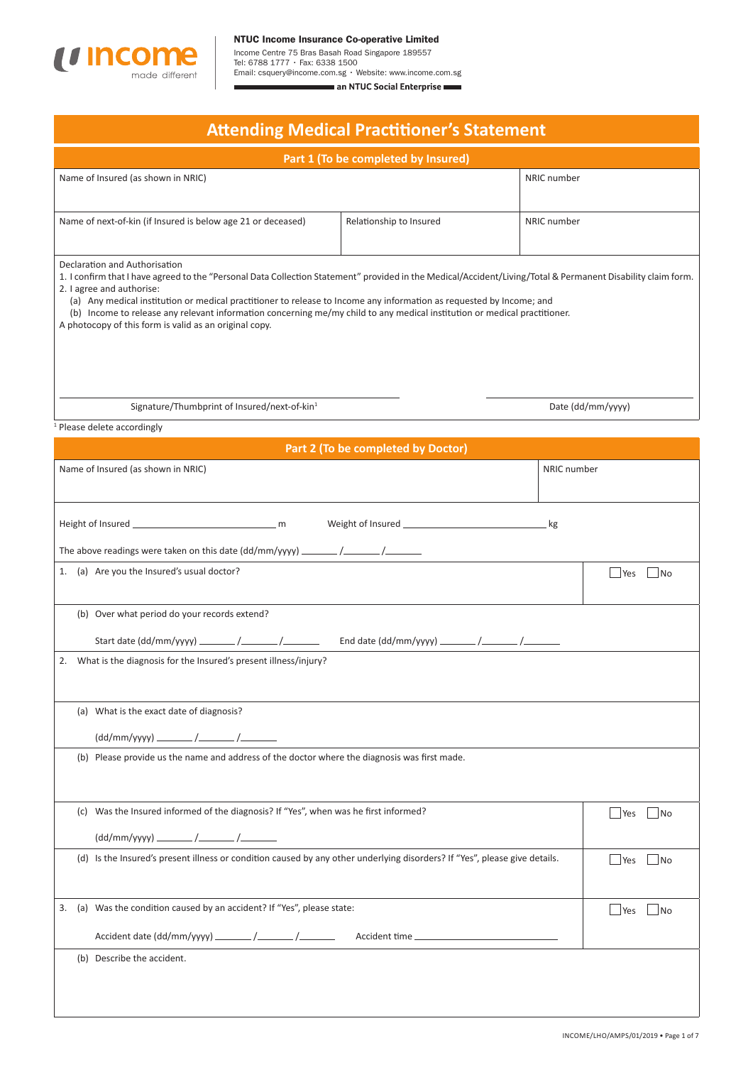**NTUC Income Insurance Co-operative Limited**
Income Centre 75 Bras Basah Road Singapore 189557
Tel: 6788 1777 · Fax: 6338 1500
Email: csquery@income.com.sg · Website: www.income.com.sg
**an NTUC Social Enterprise**

# Attending Medical Practitioner's Statement

## Part 1 (To be completed by Insured)

| Name of Insured (as shown in NRIC) | | NRIC number |
|---|---|---|
| | | |
| Name of next-of-kin (if Insured is below age 21 or deceased) | Relationship to Insured | NRIC number |
| | | |

Declaration and Authorisation

1. I confirm that I have agreed to the "Personal Data Collection Statement" provided in the Medical/Accident/Living/Total & Permanent Disability claim form.
2. I agree and authorise:
   (a) Any medical institution or medical practitioner to release to Income any information as requested by Income; and
   (b) Income to release any relevant information concerning me/my child to any medical institution or medical practitioner.

A photocopy of this form is valid as an original copy.

Signature/Thumbprint of Insured/next-of-kin[1] ______________________ Date (dd/mm/yyyy) ______________________

[1] Please delete accordingly

## Part 2 (To be completed by Doctor)

| Name of Insured (as shown in NRIC) | NRIC number |
|---|---|
| | |

Height of Insured ______________________ m Weight of Insured ______________________ kg

The above readings were taken on this date (dd/mm/yyyy) ______ /______ /______

1. (a) Are you the Insured's usual doctor? ☐ Yes ☐ No

   (b) Over what period do your records extend?

   Start date (dd/mm/yyyy) ______ /______ /______ End date (dd/mm/yyyy) ______ /______ /______

2. What is the diagnosis for the Insured's present illness/injury?

   (a) What is the exact date of diagnosis?

   (dd/mm/yyyy) ______ /______ /______

   (b) Please provide us the name and address of the doctor where the diagnosis was first made.

   (c) Was the Insured informed of the diagnosis? If "Yes", when was he first informed? ☐ Yes ☐ No

   (dd/mm/yyyy) ______ /______ /______

   (d) Is the Insured's present illness or condition caused by any other underlying disorders? If "Yes", please give details. ☐ Yes ☐ No

3. (a) Was the condition caused by an accident? If "Yes", please state: ☐ Yes ☐ No

   Accident date (dd/mm/yyyy) ______ /______ /______ Accident time ______________________

   (b) Describe the accident.

INCOME/LHO/AMPS/01/2019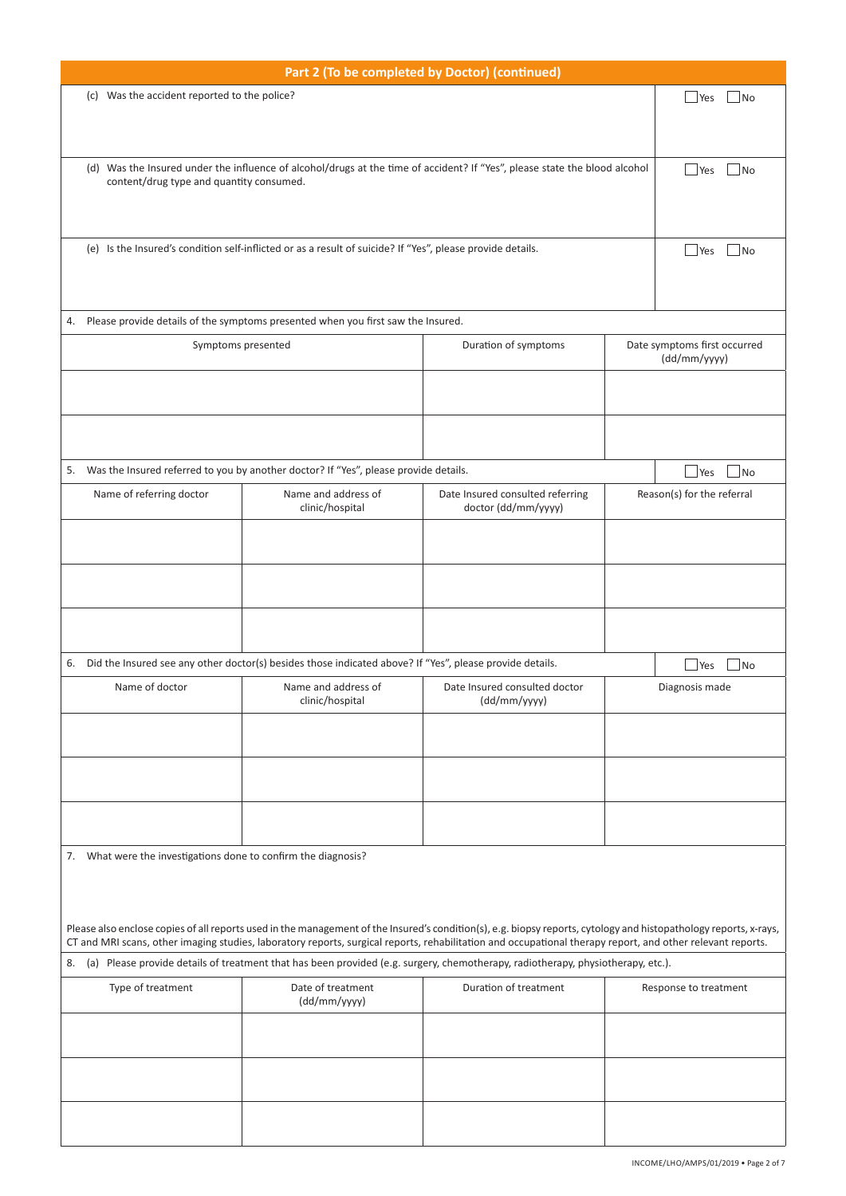## Part 2 (To be completed by Doctor) (continued)

(c) Was the accident reported to the police? ☐ Yes ☐ No

(d) Was the Insured under the influence of alcohol/drugs at the time of accident? If "Yes", please state the blood alcohol content/drug type and quantity consumed. ☐ Yes ☐ No

(e) Is the Insured's condition self-inflicted or as a result of suicide? If "Yes", please provide details. ☐ Yes ☐ No

4. Please provide details of the symptoms presented when you first saw the Insured.

| Symptoms presented | Duration of symptoms | Date symptoms first occurred (dd/mm/yyyy) |
|---|---|---|
| | | |
| | | |

5. Was the Insured referred to you by another doctor? If "Yes", please provide details. ☐ Yes ☐ No

| Name of referring doctor | Name and address of clinic/hospital | Date Insured consulted referring doctor (dd/mm/yyyy) | Reason(s) for the referral |
|---|---|---|---|
| | | | |
| | | | |
| | | | |

6. Did the Insured see any other doctor(s) besides those indicated above? If "Yes", please provide details. ☐ Yes ☐ No

| Name of doctor | Name and address of clinic/hospital | Date Insured consulted doctor (dd/mm/yyyy) | Diagnosis made |
|---|---|---|---|
| | | | |
| | | | |
| | | | |

7. What were the investigations done to confirm the diagnosis?

Please also enclose copies of all reports used in the management of the Insured's condition(s), e.g. biopsy reports, cytology and histopathology reports, x-rays, CT and MRI scans, other imaging studies, laboratory reports, surgical reports, rehabilitation and occupational therapy report, and other relevant reports.

8. (a) Please provide details of treatment that has been provided (e.g. surgery, chemotherapy, radiotherapy, physiotherapy, etc.).

| Type of treatment | Date of treatment (dd/mm/yyyy) | Duration of treatment | Response to treatment |
|---|---|---|---|
| | | | |
| | | | |
| | | | |

INCOME/LHO/AMPS/01/2019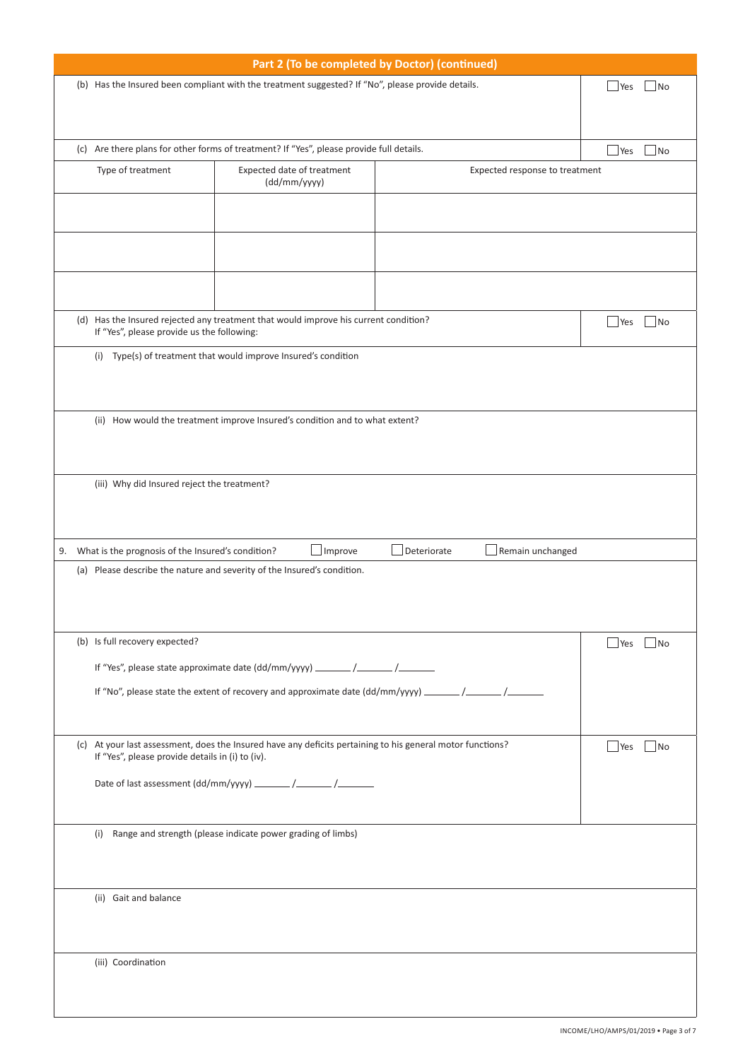## Part 2 (To be completed by Doctor) (continued)

(b) Has the Insured been compliant with the treatment suggested? If "No", please provide details. ☐ Yes ☐ No

(c) Are there plans for other forms of treatment? If "Yes", please provide full details. ☐ Yes ☐ No

| Type of treatment | Expected date of treatment (dd/mm/yyyy) | Expected response to treatment |
|---|---|---|
| | | |
| | | |
| | | |

(d) Has the Insured rejected any treatment that would improve his current condition? ☐ Yes ☐ No
If "Yes", please provide us the following:

(i) Type(s) of treatment that would improve Insured's condition

(ii) How would the treatment improve Insured's condition and to what extent?

(iii) Why did Insured reject the treatment?

9. What is the prognosis of the Insured's condition? ☐ Improve ☐ Deteriorate ☐ Remain unchanged

(a) Please describe the nature and severity of the Insured's condition.

(b) Is full recovery expected? ☐ Yes ☐ No

If "Yes", please state approximate date (dd/mm/yyyy) _______ /_______ /_______

If "No", please state the extent of recovery and approximate date (dd/mm/yyyy) _______ /_______ /_______

(c) At your last assessment, does the Insured have any deficits pertaining to his general motor functions? ☐ Yes ☐ No
If "Yes", please provide details in (i) to (iv).

Date of last assessment (dd/mm/yyyy) _______ /_______ /_______

(i) Range and strength (please indicate power grading of limbs)

(ii) Gait and balance

(iii) Coordination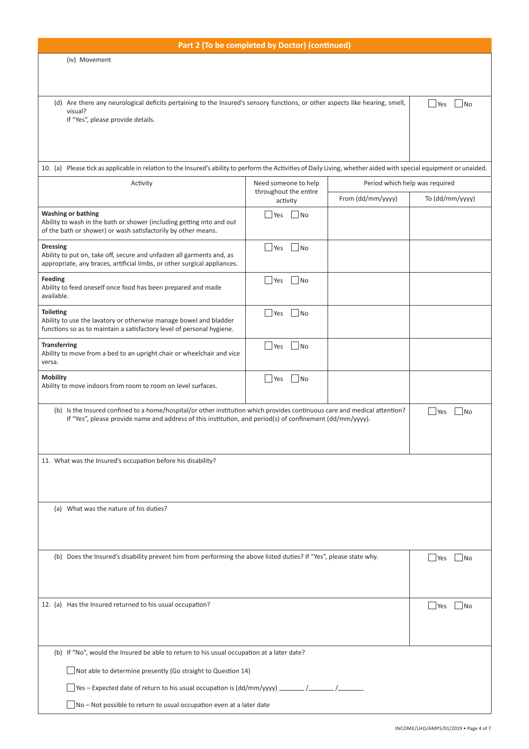## Part 2 (To be completed by Doctor) (continued)

(iv) Movement

(d) Are there any neurological deficits pertaining to the Insured's sensory functions, or other aspects like hearing, smell, visual?
If "Yes", please provide details.

☐ Yes ☐ No

10. (a) Please tick as applicable in relation to the Insured's ability to perform the Activities of Daily Living, whether aided with special equipment or unaided.

| Activity | Need someone to help throughout the entire activity | Period which help was required | |
|---|---|---|---|
| | | From (dd/mm/yyyy) | To (dd/mm/yyyy) |
| **Washing or bathing**<br>Ability to wash in the bath or shower (including getting into and out of the bath or shower) or wash satisfactorily by other means. | ☐ Yes ☐ No | | |
| **Dressing**<br>Ability to put on, take off, secure and unfasten all garments and, as appropriate, any braces, artificial limbs, or other surgical appliances. | ☐ Yes ☐ No | | |
| **Feeding**<br>Ability to feed oneself once food has been prepared and made available. | ☐ Yes ☐ No | | |
| **Toileting**<br>Ability to use the lavatory or otherwise manage bowel and bladder functions so as to maintain a satisfactory level of personal hygiene. | ☐ Yes ☐ No | | |
| **Transferring**<br>Ability to move from a bed to an upright chair or wheelchair and vice versa. | ☐ Yes ☐ No | | |
| **Mobility**<br>Ability to move indoors from room to room on level surfaces. | ☐ Yes ☐ No | | |

(b) Is the Insured confined to a home/hospital/or other institution which provides continuous care and medical attention?
If "Yes", please provide name and address of this institution, and period(s) of confinement (dd/mm/yyyy).

☐ Yes ☐ No

11. What was the Insured's occupation before his disability?

(a) What was the nature of his duties?

(b) Does the Insured's disability prevent him from performing the above listed duties? If "Yes", please state why.

☐ Yes ☐ No

12. (a) Has the Insured returned to his usual occupation?

☐ Yes ☐ No

(b) If "No", would the Insured be able to return to his usual occupation at a later date?

☐ Not able to determine presently (Go straight to Question 14)

☐ Yes – Expected date of return to his usual occupation is (dd/mm/yyyy) _______ /_______ /_______

☐ No – Not possible to return to usual occupation even at a later date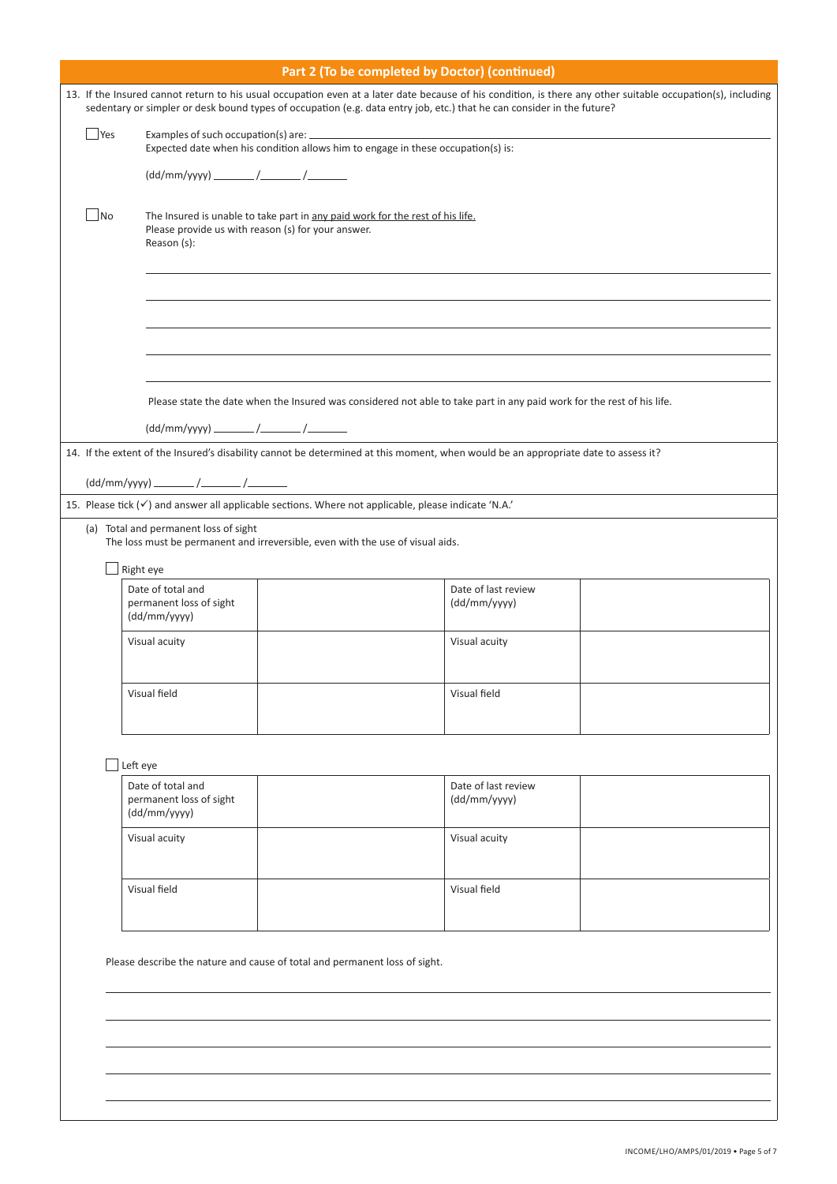## Part 2 (To be completed by Doctor) (continued)

13. If the Insured cannot return to his usual occupation even at a later date because of his condition, is there any other suitable occupation(s), including sedentary or simpler or desk bound types of occupation (e.g. data entry job, etc.) that he can consider in the future?

☐ Yes    Examples of such occupation(s) are: ___________________________

Expected date when his condition allows him to engage in these occupation(s) is:

(dd/mm/yyyy) ______ /______ /______

☐ No    The Insured is unable to take part in any paid work for the rest of his life.

Please provide us with reason (s) for your answer.

Reason (s):

___________________________

___________________________

___________________________

___________________________

___________________________

Please state the date when the Insured was considered not able to take part in any paid work for the rest of his life.

(dd/mm/yyyy) ______ /______ /______

14. If the extent of the Insured's disability cannot be determined at this moment, when would be an appropriate date to assess it?

(dd/mm/yyyy) ______ /______ /______

15. Please tick (✓) and answer all applicable sections. Where not applicable, please indicate 'N.A.'

(a) Total and permanent loss of sight

The loss must be permanent and irreversible, even with the use of visual aids.

☐ Right eye

| Date of total and permanent loss of sight (dd/mm/yyyy) | | Date of last review (dd/mm/yyyy) | |
|---|---|---|---|
| Visual acuity | | Visual acuity | |
| Visual field | | Visual field | |

☐ Left eye

| Date of total and permanent loss of sight (dd/mm/yyyy) | | Date of last review (dd/mm/yyyy) | |
|---|---|---|---|
| Visual acuity | | Visual acuity | |
| Visual field | | Visual field | |

Please describe the nature and cause of total and permanent loss of sight.

___________________________

___________________________

___________________________

___________________________

___________________________

INCOME/LHO/AMPS/01/2019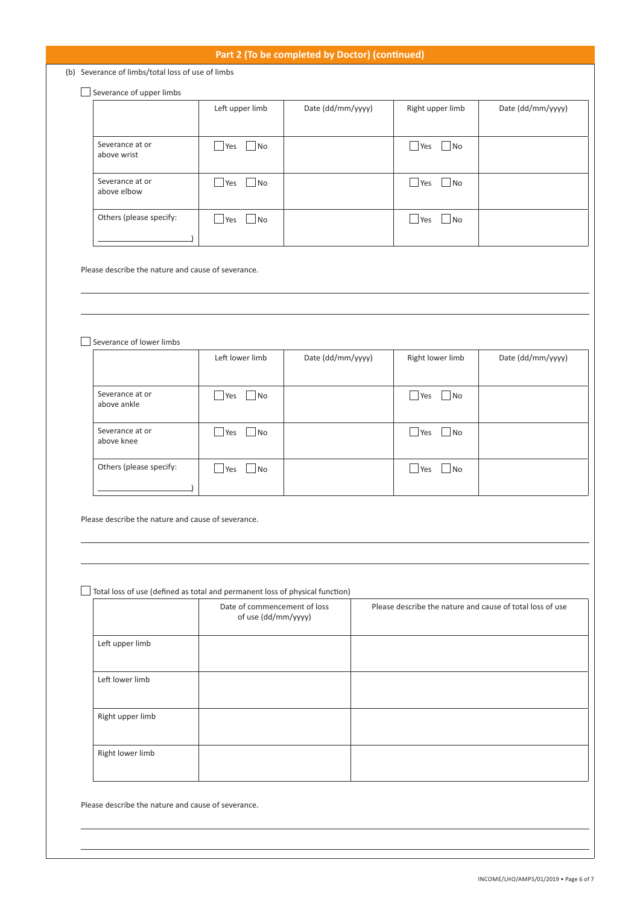## Part 2 (To be completed by Doctor) (continued)

(b) Severance of limbs/total loss of use of limbs

☐ Severance of upper limbs

| | Left upper limb | Date (dd/mm/yyyy) | Right upper limb | Date (dd/mm/yyyy) |
|---|---|---|---|---|
| Severance at or above wrist | ☐ Yes ☐ No | | ☐ Yes ☐ No | |
| Severance at or above elbow | ☐ Yes ☐ No | | ☐ Yes ☐ No | |
| Others (please specify: ____________) | ☐ Yes ☐ No | | ☐ Yes ☐ No | |

Please describe the nature and cause of severance.

______________________________________________________________________

______________________________________________________________________

☐ Severance of lower limbs

| | Left lower limb | Date (dd/mm/yyyy) | Right lower limb | Date (dd/mm/yyyy) |
|---|---|---|---|---|
| Severance at or above ankle | ☐ Yes ☐ No | | ☐ Yes ☐ No | |
| Severance at or above knee | ☐ Yes ☐ No | | ☐ Yes ☐ No | |
| Others (please specify: ____________) | ☐ Yes ☐ No | | ☐ Yes ☐ No | |

Please describe the nature and cause of severance.

______________________________________________________________________

______________________________________________________________________

☐ Total loss of use (defined as total and permanent loss of physical function)

| | Date of commencement of loss of use (dd/mm/yyyy) | Please describe the nature and cause of total loss of use |
|---|---|---|
| Left upper limb | | |
| Left lower limb | | |
| Right upper limb | | |
| Right lower limb | | |

Please describe the nature and cause of severance.

______________________________________________________________________

______________________________________________________________________

INCOME/LHO/AMPS/01/2019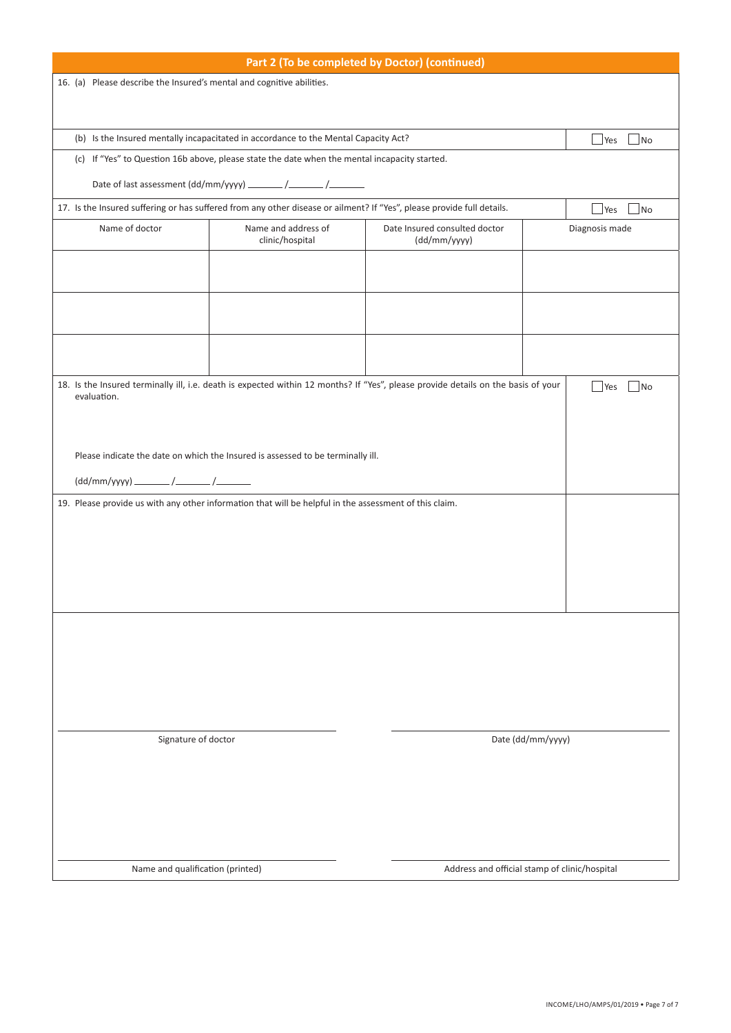## Part 2 (To be completed by Doctor) (continued)

16. (a) Please describe the Insured's mental and cognitive abilities.

(b) Is the Insured mentally incapacitated in accordance to the Mental Capacity Act? ☐ Yes ☐ No

(c) If "Yes" to Question 16b above, please state the date when the mental incapacity started.

Date of last assessment (dd/mm/yyyy) ______ /______ /______

17. Is the Insured suffering or has suffered from any other disease or ailment? If "Yes", please provide full details. ☐ Yes ☐ No

| Name of doctor | Name and address of clinic/hospital | Date Insured consulted doctor (dd/mm/yyyy) | Diagnosis made |
|---|---|---|---|
| | | | |
| | | | |
| | | | |

18. Is the Insured terminally ill, i.e. death is expected within 12 months? If "Yes", please provide details on the basis of your evaluation. ☐ Yes ☐ No

Please indicate the date on which the Insured is assessed to be terminally ill.

(dd/mm/yyyy) ______ /______ /______

19. Please provide us with any other information that will be helpful in the assessment of this claim.

Signature of doctor

Date (dd/mm/yyyy)

Name and qualification (printed)

Address and official stamp of clinic/hospital

INCOME/LHO/AMPS/01/2019